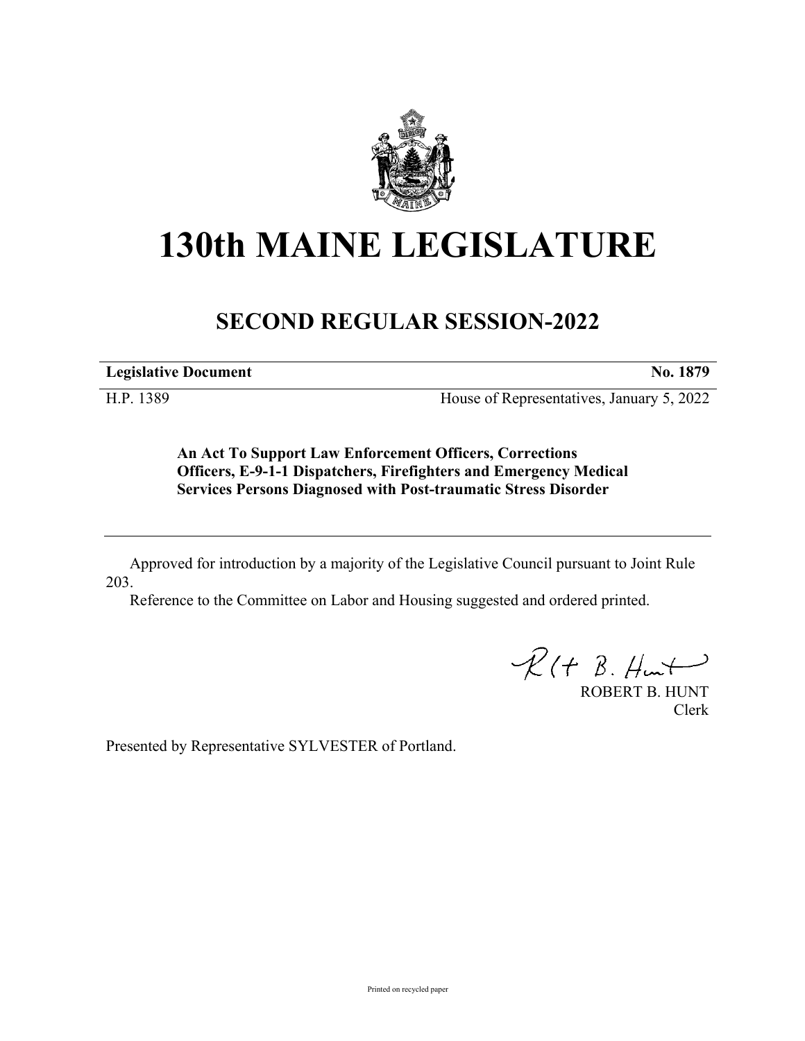# 130th MAINE LEGISLATURE

## SECOND REGULAR SESSION-2022

| **Legislative Document** | **No. 1879** |
| --- | --- |
| H.P. 1389 | House of Representatives, January 5, 2022 |

**An Act To Support Law Enforcement Officers, Corrections Officers, E-9-1-1 Dispatchers, Firefighters and Emergency Medical Services Persons Diagnosed with Post-traumatic Stress Disorder**

---

Approved for introduction by a majority of the Legislative Council pursuant to Joint Rule 203.

Reference to the Committee on Labor and Housing suggested and ordered printed.

ROBERT B. HUNT
Clerk

Presented by Representative SYLVESTER of Portland.

Printed on recycled paper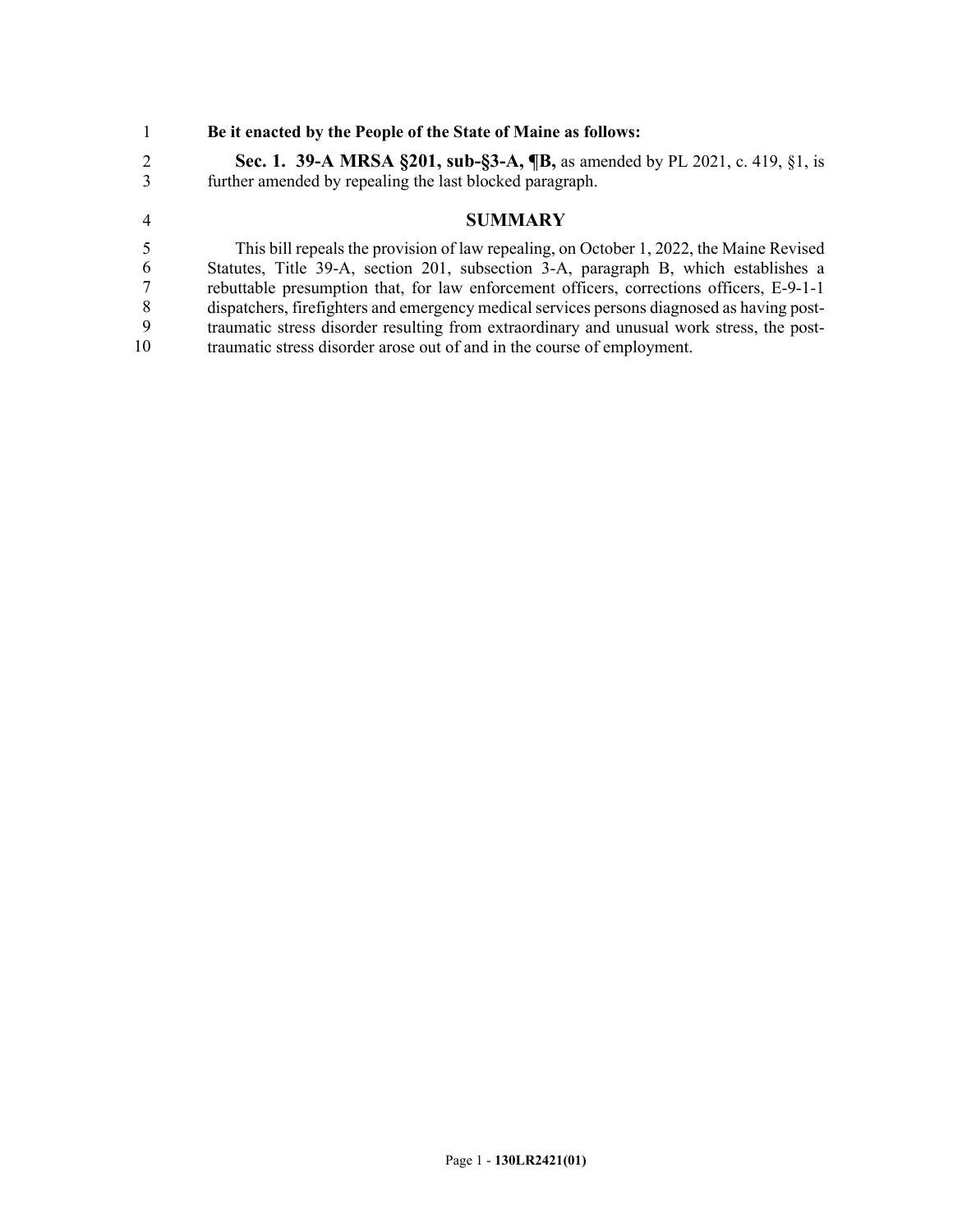**Be it enacted by the People of the State of Maine as follows:**

**Sec. 1. 39-A MRSA §201, sub-§3-A, ¶B,** as amended by PL 2021, c. 419, §1, is further amended by repealing the last blocked paragraph.

## SUMMARY

This bill repeals the provision of law repealing, on October 1, 2022, the Maine Revised Statutes, Title 39-A, section 201, subsection 3-A, paragraph B, which establishes a rebuttable presumption that, for law enforcement officers, corrections officers, E-9-1-1 dispatchers, firefighters and emergency medical services persons diagnosed as having post-traumatic stress disorder resulting from extraordinary and unusual work stress, the post-traumatic stress disorder arose out of and in the course of employment.